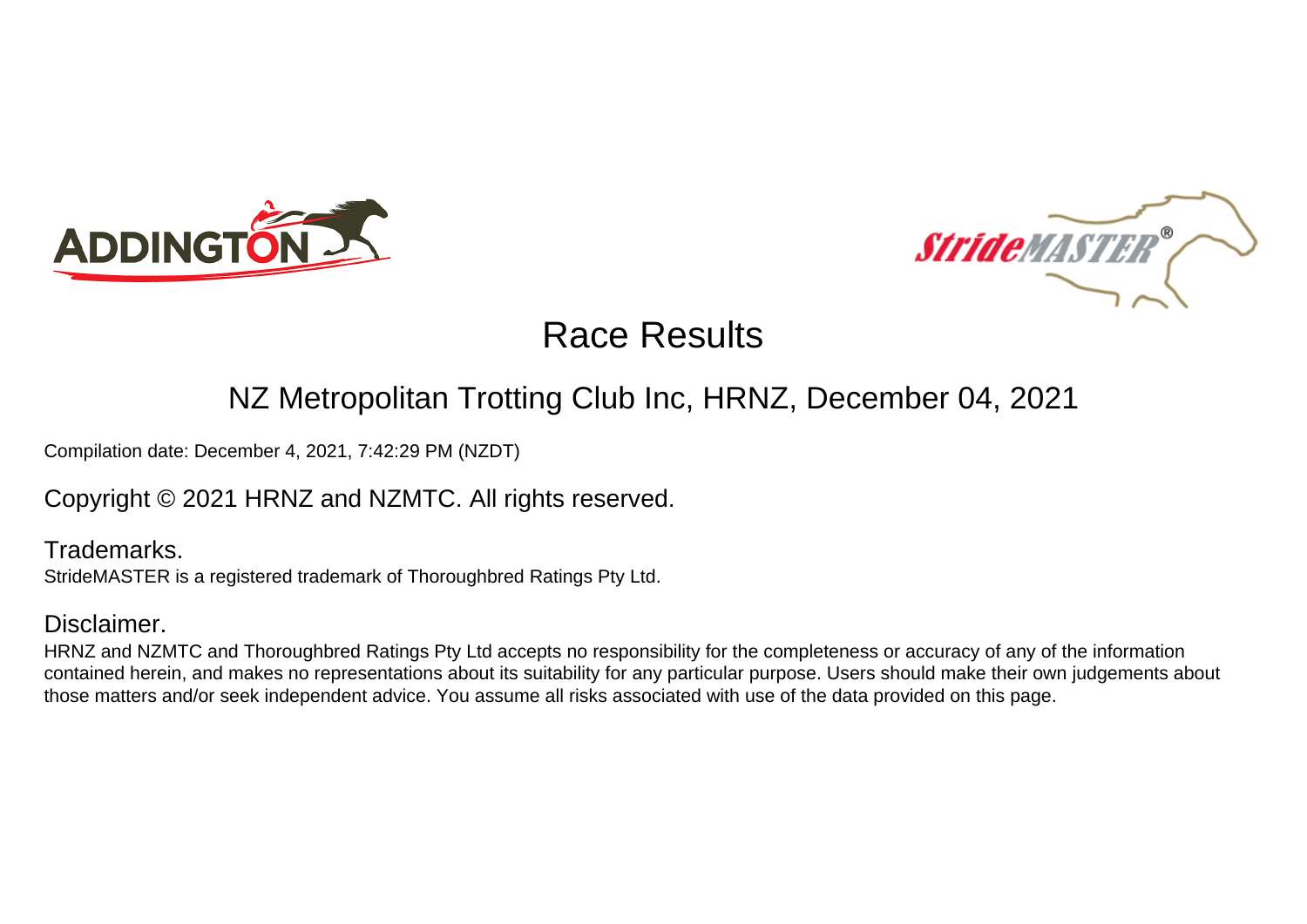# Race Results

## NZ Metropolitan Trotting Club Inc, HRNZ, December 04, 2021

Compilation date: December 4, 2021, 7:42:29 PM (NZDT)

Copyright © 2021 HRNZ and NZMTC. All rights reserved.

### Trademarks.

StrideMASTER is a registered trademark of Thoroughbred Ratings Pty Ltd.

### Disclaimer.

HRNZ and NZMTC and Thoroughbred Ratings Pty Ltd accepts no responsibility for the completeness or accuracy of any of the information contained herein, and makes no representations about its suitability for any particular purpose. Users should make their own judgements about those matters and/or seek independent advice. You assume all risks associated with use of the data provided on this page.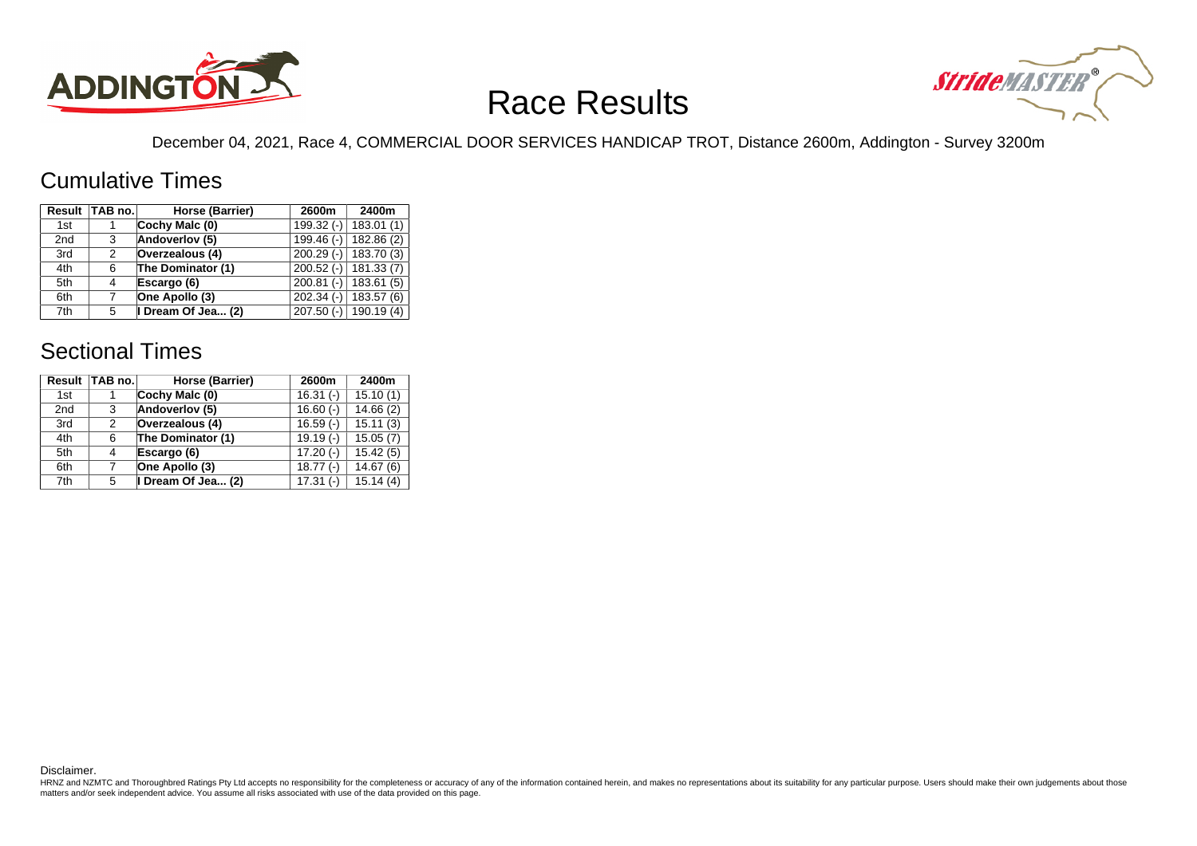# Race Results

December 04, 2021, Race 4, COMMERCIAL DOOR SERVICES HANDICAP TROT, Distance 2600m, Addington - Survey 3200m

## Cumulative Times

| Result | TAB no. | Horse (Barrier) | 2600m | 2400m |
|---|---|---|---|---|
| 1st | 1 | Cochy Malc (0) | 199.32 (-) | 183.01 (1) |
| 2nd | 3 | Andoverlov (5) | 199.46 (-) | 182.86 (2) |
| 3rd | 2 | Overzealous (4) | 200.29 (-) | 183.70 (3) |
| 4th | 6 | The Dominator (1) | 200.52 (-) | 181.33 (7) |
| 5th | 4 | Escargo (6) | 200.81 (-) | 183.61 (5) |
| 6th | 7 | One Apollo (3) | 202.34 (-) | 183.57 (6) |
| 7th | 5 | I Dream Of Jea... (2) | 207.50 (-) | 190.19 (4) |

## Sectional Times

| Result | TAB no. | Horse (Barrier) | 2600m | 2400m |
|---|---|---|---|---|
| 1st | 1 | Cochy Malc (0) | 16.31 (-) | 15.10 (1) |
| 2nd | 3 | Andoverlov (5) | 16.60 (-) | 14.66 (2) |
| 3rd | 2 | Overzealous (4) | 16.59 (-) | 15.11 (3) |
| 4th | 6 | The Dominator (1) | 19.19 (-) | 15.05 (7) |
| 5th | 4 | Escargo (6) | 17.20 (-) | 15.42 (5) |
| 6th | 7 | One Apollo (3) | 18.77 (-) | 14.67 (6) |
| 7th | 5 | I Dream Of Jea... (2) | 17.31 (-) | 15.14 (4) |

Disclaimer.

HRNZ and NZMTC and Thoroughbred Ratings Pty Ltd accepts no responsibility for the completeness or accuracy of any of the information contained herein, and makes no representations about its suitability for any particular purpose. Users should make their own judgements about those matters and/or seek independent advice. You assume all risks associated with use of the data provided on this page.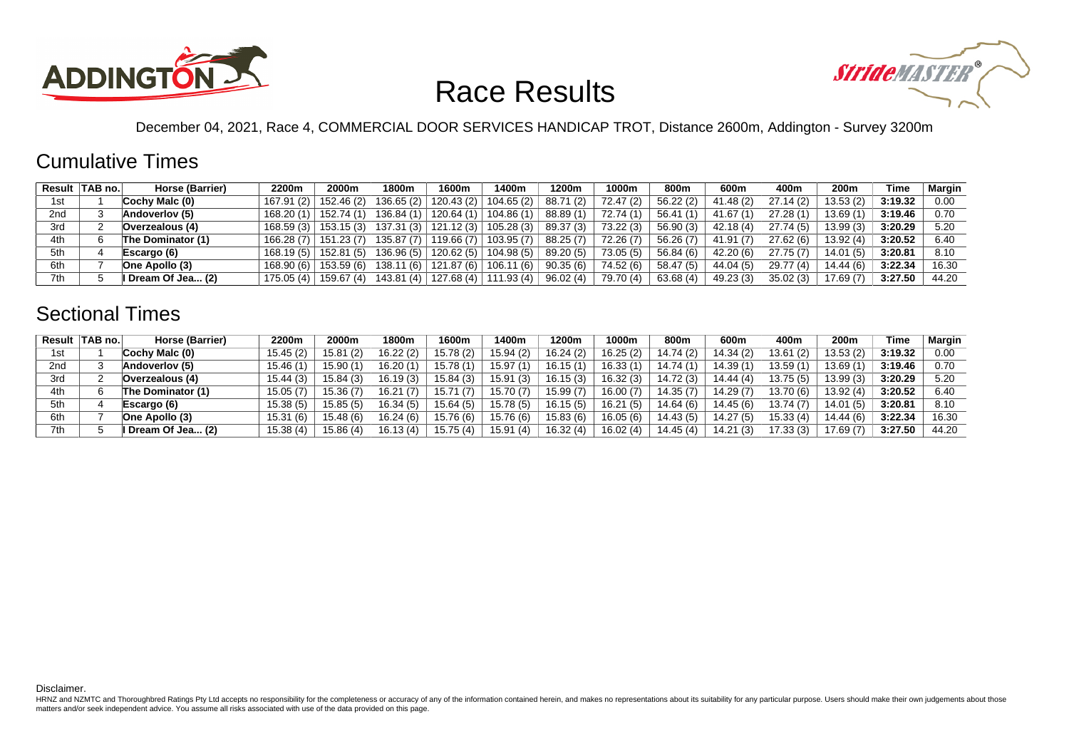# Race Results

December 04, 2021, Race 4, COMMERCIAL DOOR SERVICES HANDICAP TROT, Distance 2600m, Addington - Survey 3200m

## Cumulative Times

| Result | TAB no. | Horse (Barrier) | 2200m | 2000m | 1800m | 1600m | 1400m | 1200m | 1000m | 800m | 600m | 400m | 200m | Time | Margin |
|---|---|---|---|---|---|---|---|---|---|---|---|---|---|---|---|
| 1st | 1 | Cochy Malc (0) | 167.91 (2) | 152.46 (2) | 136.65 (2) | 120.43 (2) | 104.65 (2) | 88.71 (2) | 72.47 (2) | 56.22 (2) | 41.48 (2) | 27.14 (2) | 13.53 (2) | 3:19.32 | 0.00 |
| 2nd | 3 | Andoverlov (5) | 168.20 (1) | 152.74 (1) | 136.84 (1) | 120.64 (1) | 104.86 (1) | 88.89 (1) | 72.74 (1) | 56.41 (1) | 41.67 (1) | 27.28 (1) | 13.69 (1) | 3:19.46 | 0.70 |
| 3rd | 2 | Overzealous (4) | 168.59 (3) | 153.15 (3) | 137.31 (3) | 121.12 (3) | 105.28 (3) | 89.37 (3) | 73.22 (3) | 56.90 (3) | 42.18 (4) | 27.74 (5) | 13.99 (3) | 3:20.29 | 5.20 |
| 4th | 6 | The Dominator (1) | 166.28 (7) | 151.23 (7) | 135.87 (7) | 119.66 (7) | 103.95 (7) | 88.25 (7) | 72.26 (7) | 56.26 (7) | 41.91 (7) | 27.62 (6) | 13.92 (4) | 3:20.52 | 6.40 |
| 5th | 4 | Escargo (6) | 168.19 (5) | 152.81 (5) | 136.96 (5) | 120.62 (5) | 104.98 (5) | 89.20 (5) | 73.05 (5) | 56.84 (6) | 42.20 (6) | 27.75 (7) | 14.01 (5) | 3:20.81 | 8.10 |
| 6th | 7 | One Apollo (3) | 168.90 (6) | 153.59 (6) | 138.11 (6) | 121.87 (6) | 106.11 (6) | 90.35 (6) | 74.52 (6) | 58.47 (5) | 44.04 (5) | 29.77 (4) | 14.44 (6) | 3:22.34 | 16.30 |
| 7th | 5 | I Dream Of Jea... (2) | 175.05 (4) | 159.67 (4) | 143.81 (4) | 127.68 (4) | 111.93 (4) | 96.02 (4) | 79.70 (4) | 63.68 (4) | 49.23 (3) | 35.02 (3) | 17.69 (7) | 3:27.50 | 44.20 |

## Sectional Times

| Result | TAB no. | Horse (Barrier) | 2200m | 2000m | 1800m | 1600m | 1400m | 1200m | 1000m | 800m | 600m | 400m | 200m | Time | Margin |
|---|---|---|---|---|---|---|---|---|---|---|---|---|---|---|---|
| 1st | 1 | Cochy Malc (0) | 15.45 (2) | 15.81 (2) | 16.22 (2) | 15.78 (2) | 15.94 (2) | 16.24 (2) | 16.25 (2) | 14.74 (2) | 14.34 (2) | 13.61 (2) | 13.53 (2) | 3:19.32 | 0.00 |
| 2nd | 3 | Andoverlov (5) | 15.46 (1) | 15.90 (1) | 16.20 (1) | 15.78 (1) | 15.97 (1) | 16.15 (1) | 16.33 (1) | 14.74 (1) | 14.39 (1) | 13.59 (1) | 13.69 (1) | 3:19.46 | 0.70 |
| 3rd | 2 | Overzealous (4) | 15.44 (3) | 15.84 (3) | 16.19 (3) | 15.84 (3) | 15.91 (3) | 16.15 (3) | 16.32 (3) | 14.72 (3) | 14.44 (4) | 13.75 (5) | 13.99 (3) | 3:20.29 | 5.20 |
| 4th | 6 | The Dominator (1) | 15.05 (7) | 15.36 (7) | 16.21 (7) | 15.71 (7) | 15.70 (7) | 15.99 (7) | 16.00 (7) | 14.35 (7) | 14.29 (7) | 13.70 (6) | 13.92 (4) | 3:20.52 | 6.40 |
| 5th | 4 | Escargo (6) | 15.38 (5) | 15.85 (5) | 16.34 (5) | 15.64 (5) | 15.78 (5) | 16.15 (5) | 16.21 (5) | 14.64 (6) | 14.45 (6) | 13.74 (7) | 14.01 (5) | 3:20.81 | 8.10 |
| 6th | 7 | One Apollo (3) | 15.31 (6) | 15.48 (6) | 16.24 (6) | 15.76 (6) | 15.76 (6) | 15.83 (6) | 16.05 (6) | 14.43 (5) | 14.27 (5) | 15.33 (4) | 14.44 (6) | 3:22.34 | 16.30 |
| 7th | 5 | I Dream Of Jea... (2) | 15.38 (4) | 15.86 (4) | 16.13 (4) | 15.75 (4) | 15.91 (4) | 16.32 (4) | 16.02 (4) | 14.45 (4) | 14.21 (3) | 17.33 (3) | 17.69 (7) | 3:27.50 | 44.20 |

Disclaimer.

HRNZ and NZMTC and Thoroughbred Ratings Pty Ltd accepts no responsibility for the completeness or accuracy of any of the information contained herein, and makes no representations about its suitability for any particular purpose. Users should make their own judgements about those matters and/or seek independent advice. You assume all risks associated with use of the data provided on this page.